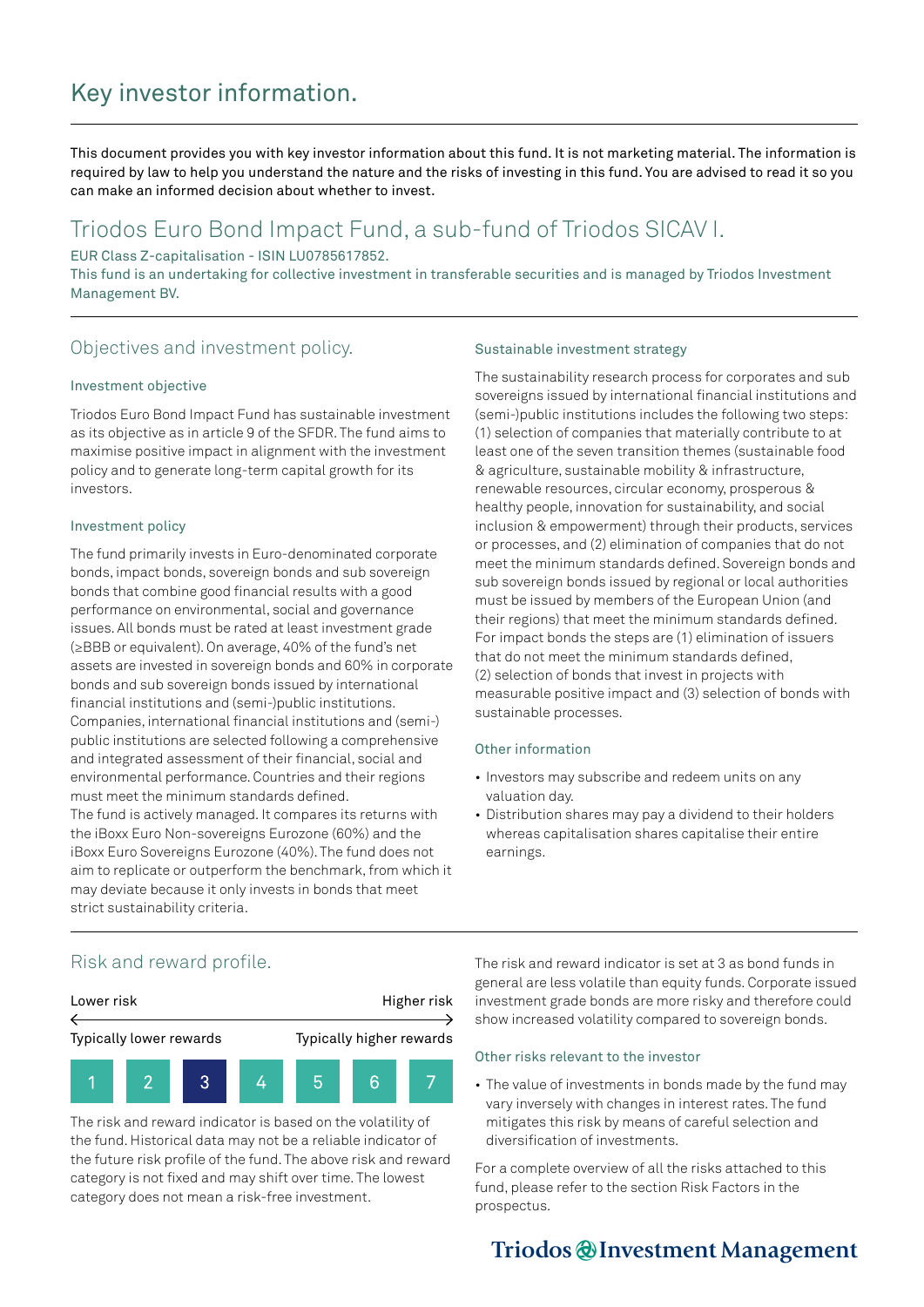# Key investor information.

This document provides you with key investor information about this fund. It is not marketing material. The information is required by law to help you understand the nature and the risks of investing in this fund. You are advised to read it so you can make an informed decision about whether to invest.

## Triodos Euro Bond Impact Fund, a sub-fund of Triodos SICAV I.

EUR Class Z-capitalisation - ISIN LU0785617852.

This fund is an undertaking for collective investment in transferable securities and is managed by Triodos Investment Management BV.

## Objectives and investment policy.

### Investment objective

Triodos Euro Bond Impact Fund has sustainable investment as its objective as in article 9 of the SFDR. The fund aims to maximise positive impact in alignment with the investment policy and to generate long-term capital growth for its investors.

### Investment policy

The fund primarily invests in Euro-denominated corporate bonds, impact bonds, sovereign bonds and sub sovereign bonds that combine good financial results with a good performance on environmental, social and governance issues. All bonds must be rated at least investment grade (≥BBB or equivalent). On average, 40% of the fund's net assets are invested in sovereign bonds and 60% in corporate bonds and sub sovereign bonds issued by international financial institutions and (semi-)public institutions. Companies, international financial institutions and (semi-) public institutions are selected following a comprehensive and integrated assessment of their financial, social and environmental performance. Countries and their regions must meet the minimum standards defined.

The fund is actively managed. It compares its returns with the iBoxx Euro Non-sovereigns Eurozone (60%) and the iBoxx Euro Sovereigns Eurozone (40%). The fund does not aim to replicate or outperform the benchmark, from which it may deviate because it only invests in bonds that meet strict sustainability criteria.

### Sustainable investment strategy

The sustainability research process for corporates and sub sovereigns issued by international financial institutions and (semi-)public institutions includes the following two steps: (1) selection of companies that materially contribute to at least one of the seven transition themes (sustainable food & agriculture, sustainable mobility & infrastructure, renewable resources, circular economy, prosperous & healthy people, innovation for sustainability, and social inclusion & empowerment) through their products, services or processes, and (2) elimination of companies that do not meet the minimum standards defined. Sovereign bonds and sub sovereign bonds issued by regional or local authorities must be issued by members of the European Union (and their regions) that meet the minimum standards defined. For impact bonds the steps are (1) elimination of issuers that do not meet the minimum standards defined, (2) selection of bonds that invest in projects with measurable positive impact and (3) selection of bonds with sustainable processes.

### Other information

- Investors may subscribe and redeem units on any valuation day.
- Distribution shares may pay a dividend to their holders whereas capitalisation shares capitalise their entire earnings.

## Risk and reward profile.

| Lower risk | | | | | | Higher risk |
|---|---|---|---|---|---|---|
| Typically lower rewards | | | | | | Typically higher rewards |
| 1 | 2 | **3** | 4 | 5 | 6 | 7 |

The risk and reward indicator is based on the volatility of the fund. Historical data may not be a reliable indicator of the future risk profile of the fund. The above risk and reward category is not fixed and may shift over time. The lowest category does not mean a risk-free investment.

The risk and reward indicator is set at 3 as bond funds in general are less volatile than equity funds. Corporate issued investment grade bonds are more risky and therefore could show increased volatility compared to sovereign bonds.

### Other risks relevant to the investor

- The value of investments in bonds made by the fund may vary inversely with changes in interest rates. The fund mitigates this risk by means of careful selection and diversification of investments.

For a complete overview of all the risks attached to this fund, please refer to the section Risk Factors in the prospectus.

Triodos Investment Management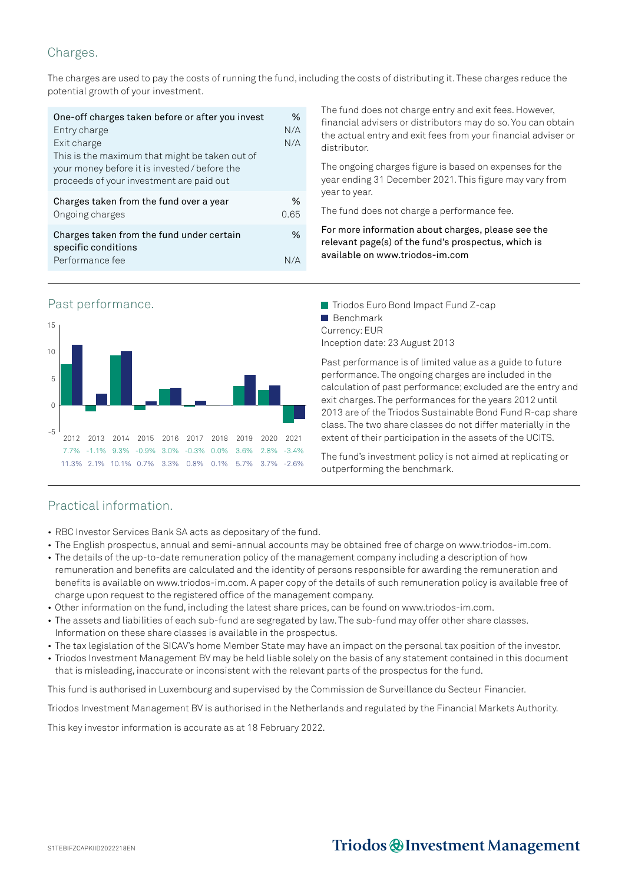## Charges.

The charges are used to pay the costs of running the fund, including the costs of distributing it. These charges reduce the potential growth of your investment.

| One-off charges taken before or after you invest | % |
|---|---|
| Entry charge | N/A |
| Exit charge | N/A |
| This is the maximum that might be taken out of your money before it is invested / before the proceeds of your investment are paid out | |
| **Charges taken from the fund over a year** | **%** |
| Ongoing charges | 0.65 |
| **Charges taken from the fund under certain specific conditions** | **%** |
| Performance fee | N/A |

The fund does not charge entry and exit fees. However, financial advisers or distributors may do so. You can obtain the actual entry and exit fees from your financial adviser or distributor.

The ongoing charges figure is based on expenses for the year ending 31 December 2021. This figure may vary from year to year.

The fund does not charge a performance fee.

For more information about charges, please see the relevant page(s) of the fund's prospectus, which is available on www.triodos-im.com

## Past performance.

15
10
5
0
-5

2012 2013 2014 2015 2016 2017 2018 2019 2020 2021

7.7% -1.1% 9.3% -0.9% 3.0% -0.3% 0.0% 3.6% 2.8% -3.4%

11.3% 2.1% 10.1% 0.7% 3.3% 0.8% 0.1% 5.7% 3.7% -2.6%

Triodos Euro Bond Impact Fund Z-cap
Benchmark
Currency: EUR
Inception date: 23 August 2013

Past performance is of limited value as a guide to future performance. The ongoing charges are included in the calculation of past performance; excluded are the entry and exit charges. The performances for the years 2012 until 2013 are of the Triodos Sustainable Bond Fund R-cap share class. The two share classes do not differ materially in the extent of their participation in the assets of the UCITS.

The fund's investment policy is not aimed at replicating or outperforming the benchmark.

## Practical information.

- RBC Investor Services Bank SA acts as depositary of the fund.
- The English prospectus, annual and semi-annual accounts may be obtained free of charge on www.triodos-im.com.
- The details of the up-to-date remuneration policy of the management company including a description of how remuneration and benefits are calculated and the identity of persons responsible for awarding the remuneration and benefits is available on www.triodos-im.com. A paper copy of the details of such remuneration policy is available free of charge upon request to the registered office of the management company.
- Other information on the fund, including the latest share prices, can be found on www.triodos-im.com.
- The assets and liabilities of each sub-fund are segregated by law. The sub-fund may offer other share classes. Information on these share classes is available in the prospectus.
- The tax legislation of the SICAV's home Member State may have an impact on the personal tax position of the investor.
- Triodos Investment Management BV may be held liable solely on the basis of any statement contained in this document that is misleading, inaccurate or inconsistent with the relevant parts of the prospectus for the fund.

This fund is authorised in Luxembourg and supervised by the Commission de Surveillance du Secteur Financier.

Triodos Investment Management BV is authorised in the Netherlands and regulated by the Financial Markets Authority.

This key investor information is accurate as at 18 February 2022.

S1TEBIFZCAPKIID2022218EN

Triodos Investment Management